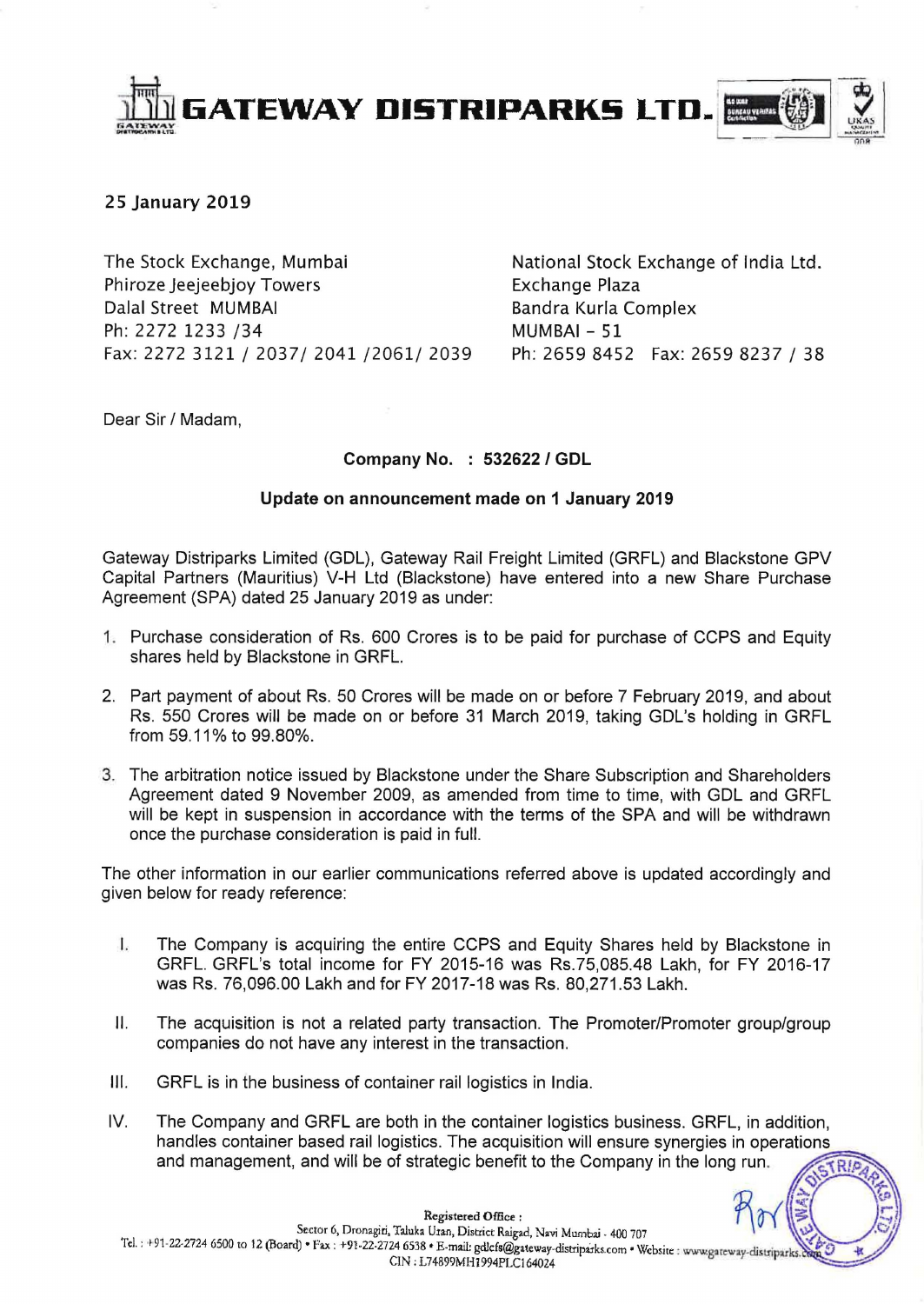# GATEWAY DISTRIPARKS LTD.

25 January 2019

The Stock Exchange, Mumbai
Phiroze Jeejeebjoy Towers
Dalal Street MUMBAI
Ph: 2272 1233 /34
Fax: 2272 3121 / 2037/ 2041 /2061/ 2039

National Stock Exchange of India Ltd.
Exchange Plaza
Bandra Kurla Complex
MUMBAI – 51
Ph: 2659 8452 Fax: 2659 8237 / 38

Dear Sir / Madam,

**Company No. : 532622 / GDL**

**Update on announcement made on 1 January 2019**

Gateway Distriparks Limited (GDL), Gateway Rail Freight Limited (GRFL) and Blackstone GPV Capital Partners (Mauritius) V-H Ltd (Blackstone) have entered into a new Share Purchase Agreement (SPA) dated 25 January 2019 as under:

1. Purchase consideration of Rs. 600 Crores is to be paid for purchase of CCPS and Equity shares held by Blackstone in GRFL.
2. Part payment of about Rs. 50 Crores will be made on or before 7 February 2019, and about Rs. 550 Crores will be made on or before 31 March 2019, taking GDL's holding in GRFL from 59.11% to 99.80%.
3. The arbitration notice issued by Blackstone under the Share Subscription and Shareholders Agreement dated 9 November 2009, as amended from time to time, with GDL and GRFL will be kept in suspension in accordance with the terms of the SPA and will be withdrawn once the purchase consideration is paid in full.

The other information in our earlier communications referred above is updated accordingly and given below for ready reference:

I. The Company is acquiring the entire CCPS and Equity Shares held by Blackstone in GRFL. GRFL's total income for FY 2015-16 was Rs.75,085.48 Lakh, for FY 2016-17 was Rs. 76,096.00 Lakh and for FY 2017-18 was Rs. 80,271.53 Lakh.

II. The acquisition is not a related party transaction. The Promoter/Promoter group/group companies do not have any interest in the transaction.

III. GRFL is in the business of container rail logistics in India.

IV. The Company and GRFL are both in the container logistics business. GRFL, in addition, handles container based rail logistics. The acquisition will ensure synergies in operations and management, and will be of strategic benefit to the Company in the long run.

Registered Office :
Sector 6, Dronagiri, Taluka Uran, District Raigad, Navi Mumbai - 400 707
Tel. : +91-22-2724 6500 to 12 (Board) • Fax : +91-22-2724 6538 • E-mail: gdlcfs@gateway-distriparks.com • Website : www.gateway-distriparks.com
CIN : L74899MH1994PLC164024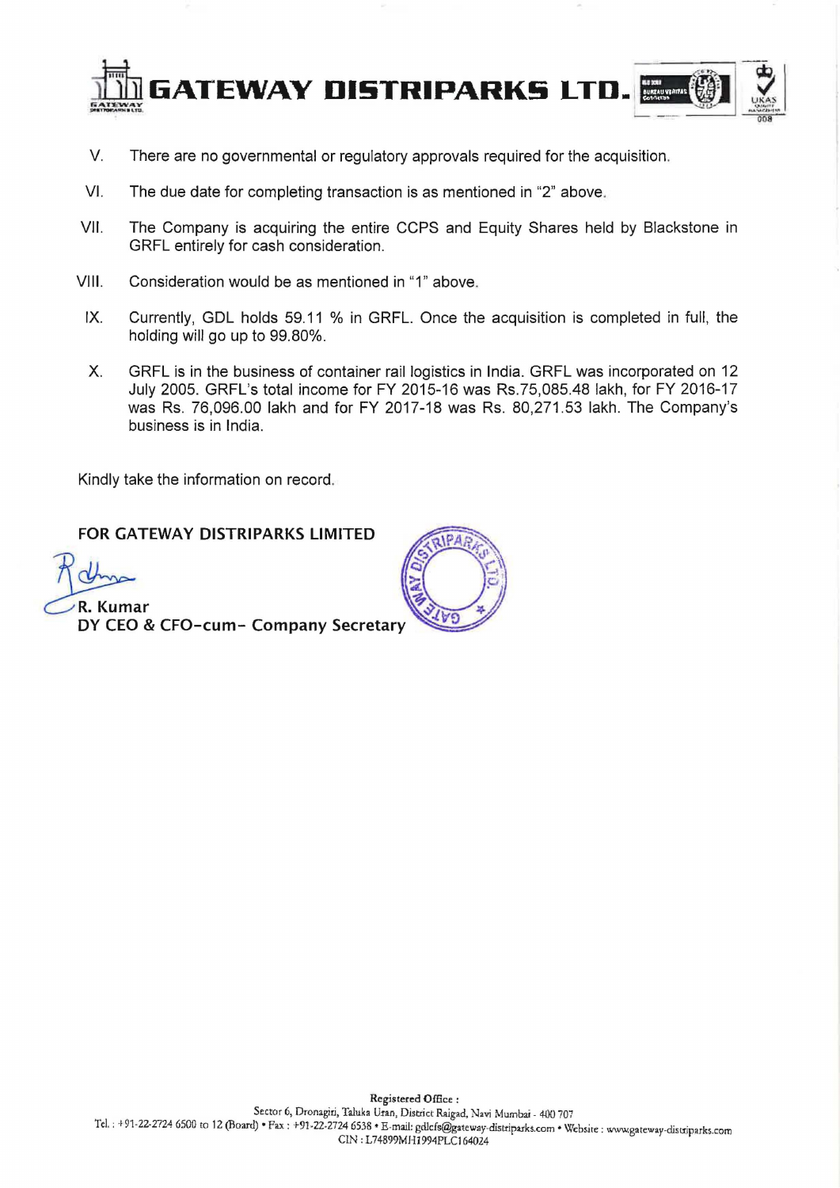# GATEWAY DISTRIPARKS LTD.

V. There are no governmental or regulatory approvals required for the acquisition.

VI. The due date for completing transaction is as mentioned in "2" above.

VII. The Company is acquiring the entire CCPS and Equity Shares held by Blackstone in GRFL entirely for cash consideration.

VIII. Consideration would be as mentioned in "1" above.

IX. Currently, GDL holds 59.11 % in GRFL. Once the acquisition is completed in full, the holding will go up to 99.80%.

X. GRFL is in the business of container rail logistics in India. GRFL was incorporated on 12 July 2005. GRFL's total income for FY 2015-16 was Rs.75,085.48 lakh, for FY 2016-17 was Rs. 76,096.00 lakh and for FY 2017-18 was Rs. 80,271.53 lakh. The Company's business is in India.

Kindly take the information on record.

**FOR GATEWAY DISTRIPARKS LIMITED**

**R. Kumar**
**DY CEO & CFO-cum- Company Secretary**

Registered Office :
Sector 6, Dronagiri, Taluka Uran, District Raigad, Navi Mumbai - 400 707
Tel. : +91-22-2724 6500 to 12 (Board) • Fax : +91-22-2724 6538 • E-mail: gdlcfs@gateway-distriparks.com • Website : www.gateway-distriparks.com
CIN : L74899MH1994PLC164024